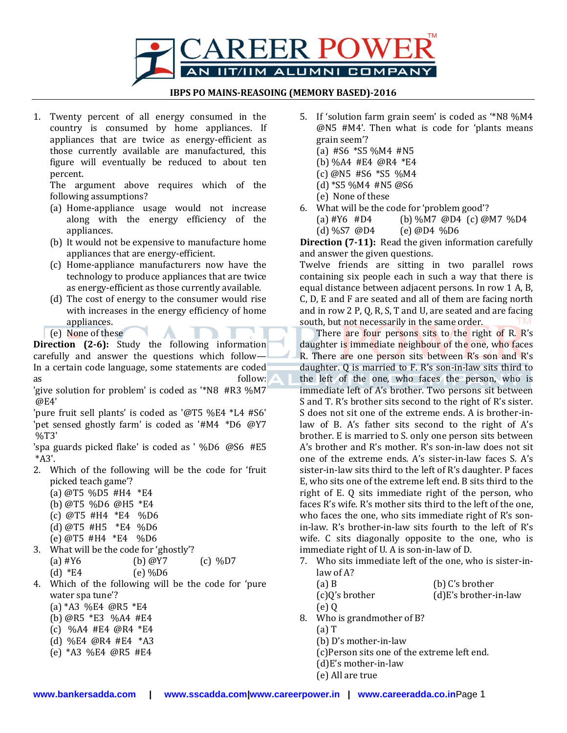## IBPS PO MAINS-REASOING (MEMORY BASED)-2016

1. Twenty percent of all energy consumed in the country is consumed by home appliances. If appliances that are twice as energy-efficient as those currently available are manufactured, this figure will eventually be reduced to about ten percent.
   The argument above requires which of the following assumptions?
   (a) Home-appliance usage would not increase along with the energy efficiency of the appliances.
   (b) It would not be expensive to manufacture home appliances that are energy-efficient.
   (c) Home-appliance manufacturers now have the technology to produce appliances that are twice as energy-efficient as those currently available.
   (d) The cost of energy to the consumer would rise with increases in the energy efficiency of home appliances.
   (e) None of these

**Direction (2-6):** Study the following information carefully and answer the questions which follow—
In a certain code language, some statements are coded as follow:
'give solution for problem' is coded as '*N8 #R3 %M7 @E4'
'pure fruit sell plants' is coded as '@T5 %E4 *L4 #S6'
'pet sensed ghostly farm' is coded as '#M4 *D6 @Y7 %T3'
'spa guards picked flake' is coded as ' %D6 @S6 #E5 *A3'.

2. Which of the following will be the code for 'fruit picked teach game'?
   (a) @T5 %D5 #H4 *E4
   (b) @T5 %D6 @H5 *E4
   (c) @T5 #H4 *E4 %D6
   (d) @T5 #H5 *E4 %D6
   (e) @T5 #H4 *E4 %D6
3. What will be the code for 'ghostly'?
   (a) #Y6 (b) @Y7 (c) %D7
   (d) *E4 (e) %D6
4. Which of the following will be the code for 'pure water spa tune'?
   (a) *A3 %E4 @R5 *E4
   (b) @R5 *E3 %A4 #E4
   (c) %A4 #E4 @R4 *E4
   (d) %E4 @R4 #E4 *A3
   (e) *A3 %E4 @R5 #E4
5. If 'solution farm grain seem' is coded as '*N8 %M4 @N5 #M4'. Then what is code for 'plants means grain seem'?
   (a) #S6 *S5 %M4 #N5
   (b) %A4 #E4 @R4 *E4
   (c) @N5 #S6 *S5 %M4
   (d) *S5 %M4 #N5 @S6
   (e) None of these
6. What will be the code for 'problem good'?
   (a) #Y6 #D4 (b) %M7 @D4 (c) @M7 %D4
   (d) %S7 @D4 (e) @D4 %D6

**Direction (7-11):** Read the given information carefully and answer the given questions.
Twelve friends are sitting in two parallel rows containing six people each in such a way that there is equal distance between adjacent persons. In row 1 A, B, C, D, E and F are seated and all of them are facing north and in row 2 P, Q, R, S, T and U, are seated and are facing south, but not necessarily in the same order.
There are four persons sits to the right of R. R's daughter is immediate neighbour of the one, who faces R. There are one person sits between R's son and R's daughter. Q is married to F. R's son-in-law sits third to the left of the one, who faces the person, who is immediate left of A's brother. Two persons sit between S and T. R's brother sits second to the right of R's sister. S does not sit one of the extreme ends. A is brother-in-law of B. A's father sits second to the right of A's brother. E is married to S. only one person sits between A's brother and R's mother. R's son-in-law does not sit one of the extreme ends. A's sister-in-law faces S. A's sister-in-law sits third to the left of R's daughter. P faces E, who sits one of the extreme left end. B sits third to the right of E. Q sits immediate right of the person, who faces R's wife. R's mother sits third to the left of the one, who faces the one, who sits immediate right of R's son-in-law. R's brother-in-law sits fourth to the left of R's wife. C sits diagonally opposite to the one, who is immediate right of U. A is son-in-law of D.

7. Who sits immediate left of the one, who is sister-in-law of A?
   (a) B (b) C's brother
   (c) Q's brother (d) E's brother-in-law
   (e) Q
8. Who is grandmother of B?
   (a) T
   (b) D's mother-in-law
   (c) Person sits one of the extreme left end.
   (d) E's mother-in-law
   (e) All are true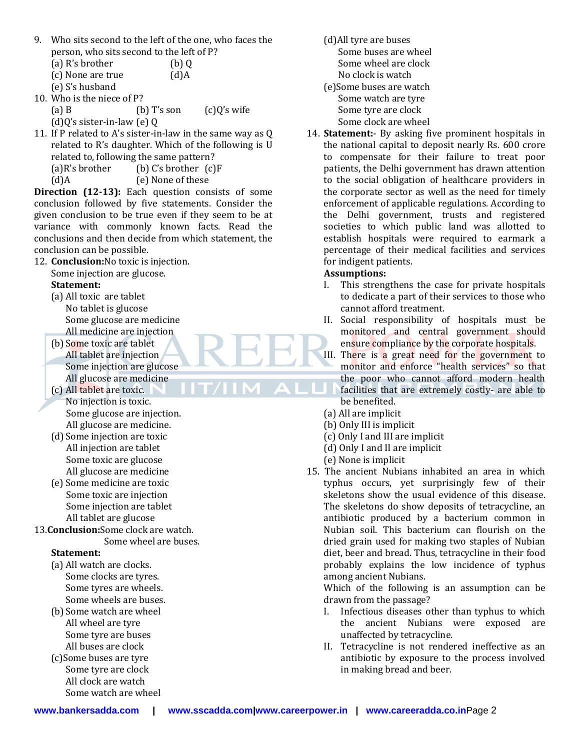9. Who sits second to the left of the one, who faces the person, who sits second to the left of P?
   (a) R's brother (b) Q
   (c) None are true (d) A
   (e) S's husband
10. Who is the niece of P?
    (a) B (b) T's son (c) Q's wife
    (d) Q's sister-in-law (e) Q
11. If P related to A's sister-in-law in the same way as Q related to R's daughter. Which of the following is U related to, following the same pattern?
    (a) R's brother (b) C's brother (c) F
    (d) A (e) None of these

**Direction (12-13):** Each question consists of some conclusion followed by five statements. Consider the given conclusion to be true even if they seem to be at variance with commonly known facts. Read the conclusions and then decide from which statement, the conclusion can be possible.

12. **Conclusion:** No toxic is injection.
    Some injection are glucose.
    **Statement:**
    (a) All toxic are tablet
    No tablet is glucose
    Some glucose are medicine
    All medicine are injection
    (b) Some toxic are tablet
    All tablet are injection
    Some injection are glucose
    All glucose are medicine
    (c) All tablet are toxic.
    No injection is toxic.
    Some glucose are injection.
    All glucose are medicine.
    (d) Some injection are toxic
    All injection are tablet
    Some toxic are glucose
    All glucose are medicine
    (e) Some medicine are toxic
    Some toxic are injection
    Some injection are tablet
    All tablet are glucose
13. **Conclusion:** Some clock are watch.
    Some wheel are buses.
    **Statement:**
    (a) All watch are clocks.
    Some clocks are tyres.
    Some tyres are wheels.
    Some wheels are buses.
    (b) Some watch are wheel
    All wheel are tyre
    Some tyre are buses
    All buses are clock
    (c) Some buses are tyre
    Some tyre are clock
    All clock are watch
    Some watch are wheel
    (d) All tyre are buses
    Some buses are wheel
    Some wheel are clock
    No clock is watch
    (e) Some buses are watch
    Some watch are tyre
    Some tyre are clock
    Some clock are wheel
14. **Statement:-** By asking five prominent hospitals in the national capital to deposit nearly Rs. 600 crore to compensate for their failure to treat poor patients, the Delhi government has drawn attention to the social obligation of healthcare providers in the corporate sector as well as the need for timely enforcement of applicable regulations. According to the Delhi government, trusts and registered societies to which public land was allotted to establish hospitals were required to earmark a percentage of their medical facilities and services for indigent patients.
    **Assumptions:**
    I. This strengthens the case for private hospitals to dedicate a part of their services to those who cannot afford treatment.
    II. Social responsibility of hospitals must be monitored and central government should ensure compliance by the corporate hospitals.
    III. There is a great need for the government to monitor and enforce "health services" so that the poor who cannot afford modern health facilities that are extremely costly- are able to be benefited.
    (a) All are implicit
    (b) Only III is implicit
    (c) Only I and III are implicit
    (d) Only I and II are implicit
    (e) None is implicit
15. The ancient Nubians inhabited an area in which typhus occurs, yet surprisingly few of their skeletons show the usual evidence of this disease. The skeletons do show deposits of tetracycline, an antibiotic produced by a bacterium common in Nubian soil. This bacterium can flourish on the dried grain used for making two staples of Nubian diet, beer and bread. Thus, tetracycline in their food probably explains the low incidence of typhus among ancient Nubians.
    Which of the following is an assumption can be drawn from the passage?
    I. Infectious diseases other than typhus to which the ancient Nubians were exposed are unaffected by tetracycline.
    II. Tetracycline is not rendered ineffective as an antibiotic by exposure to the process involved in making bread and beer.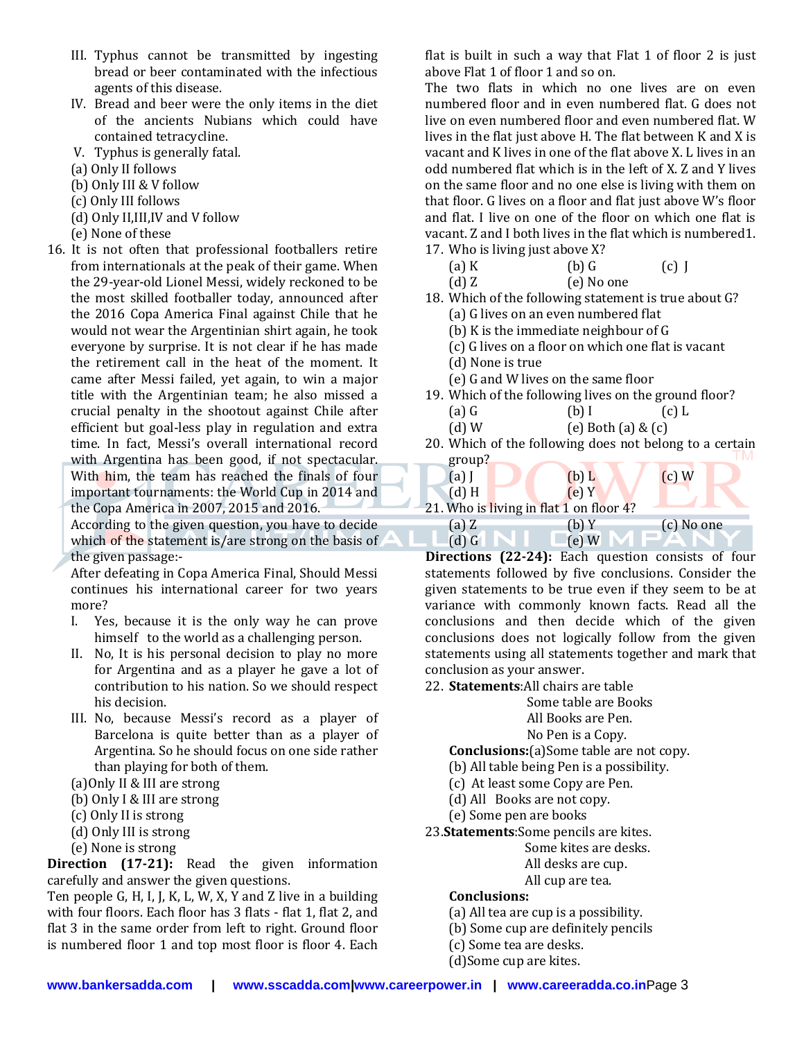III. Typhus cannot be transmitted by ingesting bread or beer contaminated with the infectious agents of this disease.
IV. Bread and beer were the only items in the diet of the ancients Nubians which could have contained tetracycline.
V. Typhus is generally fatal.

(a) Only II follows
(b) Only III & V follow
(c) Only III follows
(d) Only II,III,IV and V follow
(e) None of these

16. It is not often that professional footballers retire from internationals at the peak of their game. When the 29-year-old Lionel Messi, widely reckoned to be the most skilled footballer today, announced after the 2016 Copa America Final against Chile that he would not wear the Argentinian shirt again, he took everyone by surprise. It is not clear if he has made the retirement call in the heat of the moment. It came after Messi failed, yet again, to win a major title with the Argentinian team; he also missed a crucial penalty in the shootout against Chile after efficient but goal-less play in regulation and extra time. In fact, Messi's overall international record with Argentina has been good, if not spectacular. With him, the team has reached the finals of four important tournaments: the World Cup in 2014 and the Copa America in 2007, 2015 and 2016.
According to the given question, you have to decide which of the statement is/are strong on the basis of the given passage:-
After defeating in Copa America Final, Should Messi continues his international career for two years more?
I. Yes, because it is the only way he can prove himself to the world as a challenging person.
II. No, It is his personal decision to play no more for Argentina and as a player he gave a lot of contribution to his nation. So we should respect his decision.
III. No, because Messi's record as a player of Barcelona is quite better than as a player of Argentina. So he should focus on one side rather than playing for both of them.

(a) Only II & III are strong
(b) Only I & III are strong
(c) Only II is strong
(d) Only III is strong
(e) None is strong

**Direction (17-21):** Read the given information carefully and answer the given questions.

Ten people G, H, I, J, K, L, W, X, Y and Z live in a building with four floors. Each floor has 3 flats - flat 1, flat 2, and flat 3 in the same order from left to right. Ground floor is numbered floor 1 and top most floor is floor 4. Each flat is built in such a way that Flat 1 of floor 2 is just above Flat 1 of floor 1 and so on.
The two flats in which no one lives are on even numbered floor and in even numbered flat. G does not live on even numbered floor and even numbered flat. W lives in the flat just above H. The flat between K and X is vacant and K lives in one of the flat above X. L lives in an odd numbered flat which is in the left of X. Z and Y lives on the same floor and no one else is living with them on that floor. G lives on a floor and flat just above W's floor and flat. I live on one of the floor on which one flat is vacant. Z and I both lives in the flat which is numbered1.

17. Who is living just above X?
(a) K (b) G (c) J
(d) Z (e) No one

18. Which of the following statement is true about G?
(a) G lives on an even numbered flat
(b) K is the immediate neighbour of G
(c) G lives on a floor on which one flat is vacant
(d) None is true
(e) G and W lives on the same floor

19. Which of the following lives on the ground floor?
(a) G (b) I (c) L
(d) W (e) Both (a) & (c)

20. Which of the following does not belong to a certain group?
(a) J (b) L (c) W
(d) H (e) Y

21. Who is living in flat 1 on floor 4?
(a) Z (b) Y (c) No one
(d) G (e) W

**Directions (22-24):** Each question consists of four statements followed by five conclusions. Consider the given statements to be true even if they seem to be at variance with commonly known facts. Read all the conclusions and then decide which of the given conclusions does not logically follow from the given statements using all statements together and mark that conclusion as your answer.

22. **Statements**:All chairs are table
Some table are Books
All Books are Pen.
No Pen is a Copy.
**Conclusions:**(a)Some table are not copy.
(b) All table being Pen is a possibility.
(c) At least some Copy are Pen.
(d) All Books are not copy.
(e) Some pen are books

23. **Statements**:Some pencils are kites.
Some kites are desks.
All desks are cup.
All cup are tea.
**Conclusions:**
(a) All tea are cup is a possibility.
(b) Some cup are definitely pencils
(c) Some tea are desks.
(d)Some cup are kites.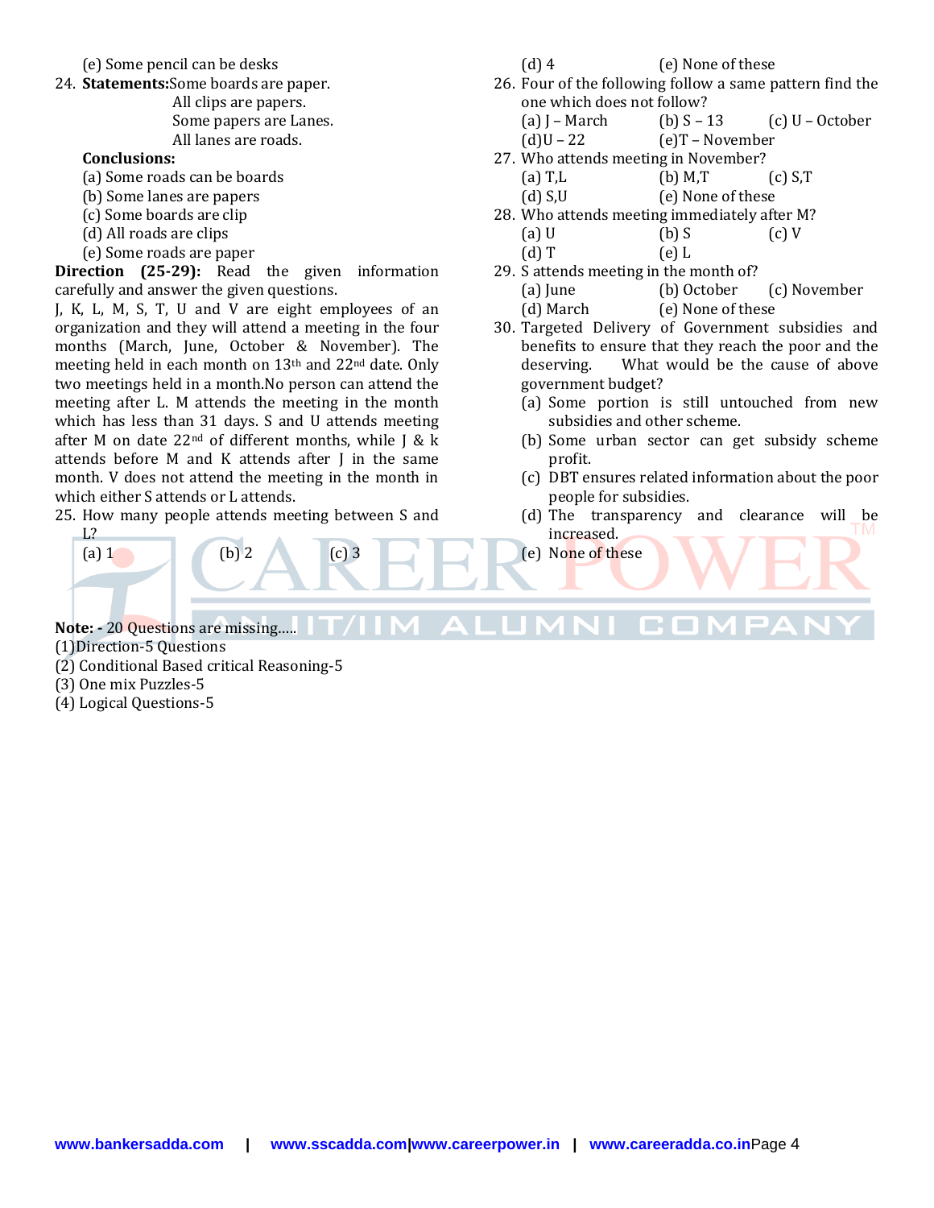(e) Some pencil can be desks

24. **Statements:** Some boards are paper.
All clips are papers.
Some papers are Lanes.
All lanes are roads.

**Conclusions:**
(a) Some roads can be boards
(b) Some lanes are papers
(c) Some boards are clip
(d) All roads are clips
(e) Some roads are paper

**Direction (25-29):** Read the given information carefully and answer the given questions.

J, K, L, M, S, T, U and V are eight employees of an organization and they will attend a meeting in the four months (March, June, October & November). The meeting held in each month on 13th and 22nd date. Only two meetings held in a month. No person can attend the meeting after L. M attends the meeting in the month which has less than 31 days. S and U attends meeting after M on date 22nd of different months, while J & k attends before M and K attends after J in the same month. V does not attend the meeting in the month in which either S attends or L attends.

25. How many people attends meeting between S and L?
(a) 1 (b) 2 (c) 3
(d) 4 (e) None of these

26. Four of the following follow a same pattern find the one which does not follow?
(a) J – March (b) S – 13 (c) U – October
(d) U – 22 (e) T – November

27. Who attends meeting in November?
(a) T,L (b) M,T (c) S,T
(d) S,U (e) None of these

28. Who attends meeting immediately after M?
(a) U (b) S (c) V
(d) T (e) L

29. S attends meeting in the month of?
(a) June (b) October (c) November
(d) March (e) None of these

30. Targeted Delivery of Government subsidies and benefits to ensure that they reach the poor and the deserving. What would be the cause of above government budget?
(a) Some portion is still untouched from new subsidies and other scheme.
(b) Some urban sector can get subsidy scheme profit.
(c) DBT ensures related information about the poor people for subsidies.
(d) The transparency and clearance will be increased.
(e) None of these

**Note: -** 20 Questions are missing.....
(1) Direction-5 Questions
(2) Conditional Based critical Reasoning-5
(3) One mix Puzzles-5
(4) Logical Questions-5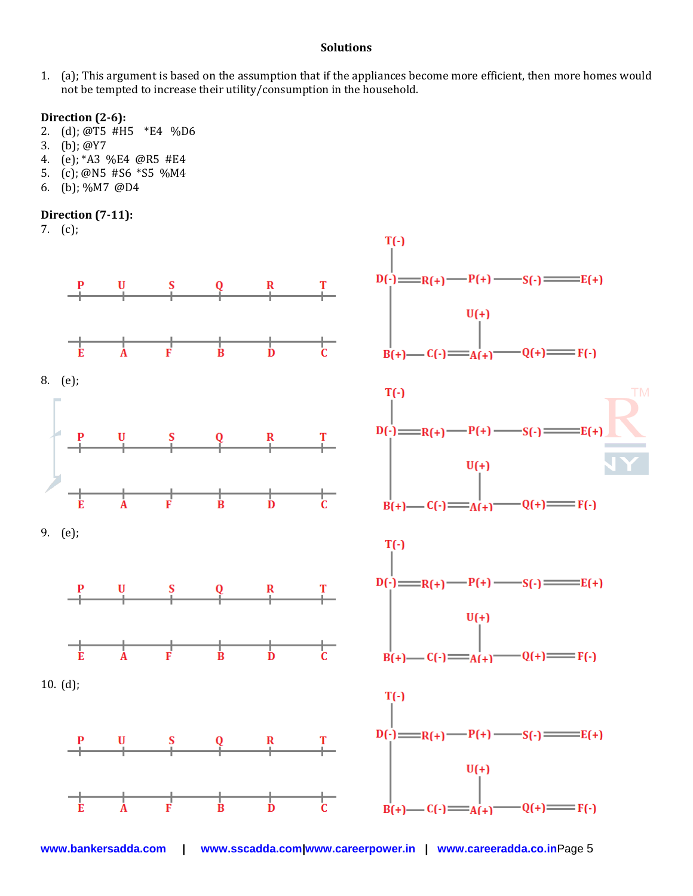**Solutions**

1. (a); This argument is based on the assumption that if the appliances become more efficient, then more homes would not be tempted to increase their utility/consumption in the household.

**Direction (2-6):**

2. (d); @T5 #H5 *E4 %D6
3. (b); @Y7
4. (e); *A3 %E4 @R5 #E4
5. (c); @N5 #S6 *S5 %M4
6. (b); %M7 @D4

**Direction (7-11):**

7. (c);

P U S Q R T

E A F B D C

T(-)
D(-)══R(+)──P(+)──S(-)══E(+)
U(+)
B(+)──C(-)══A(+)──Q(+)══F(-)

8. (e);

P U S Q R T

E A F B D C

T(-)
D(-)══R(+)──P(+)──S(-)══E(+)
U(+)
B(+)──C(-)══A(+)──Q(+)══F(-)

9. (e);

P U S Q R T

E A F B D C

T(-)
D(-)══R(+)──P(+)──S(-)══E(+)
U(+)
B(+)──C(-)══A(+)──Q(+)══F(-)

10. (d);

P U S Q R T

E A F B D C

T(-)
D(-)══R(+)──P(+)──S(-)══E(+)
U(+)
B(+)──C(-)══A(+)──Q(+)══F(-)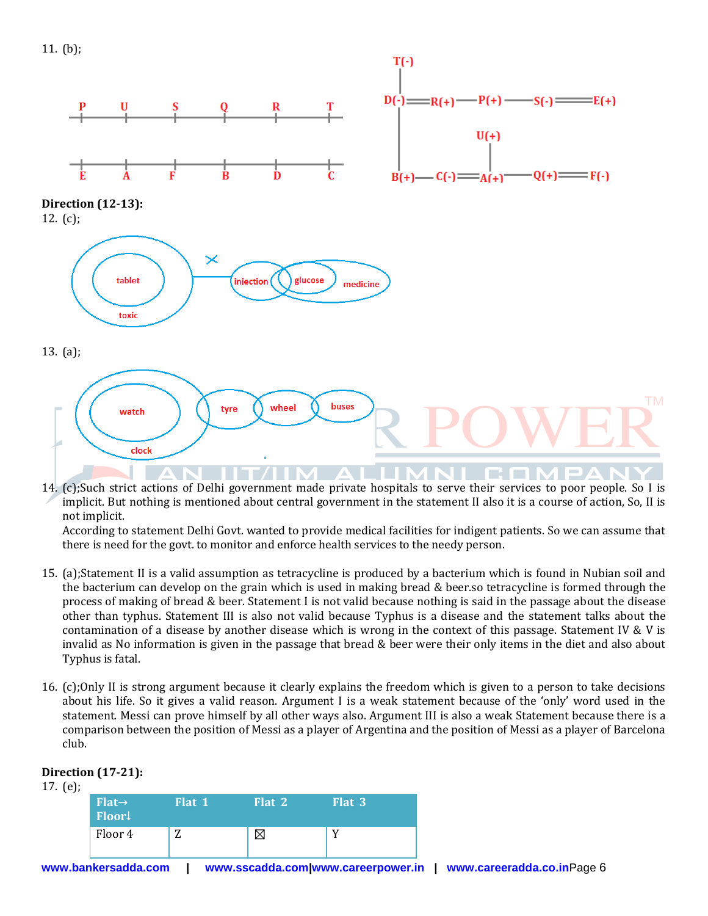11. (b);

Direction (12-13):

12. (c);

13. (a);

14. (c);Such strict actions of Delhi government made private hospitals to serve their services to poor people. So I is implicit. But nothing is mentioned about central government in the statement II also it is a course of action, So, II is not implicit.
According to statement Delhi Govt. wanted to provide medical facilities for indigent patients. So we can assume that there is need for the govt. to monitor and enforce health services to the needy person.

15. (a);Statement II is a valid assumption as tetracycline is produced by a bacterium which is found in Nubian soil and the bacterium can develop on the grain which is used in making bread & beer.so tetracycline is formed through the process of making of bread & beer. Statement I is not valid because nothing is said in the passage about the disease other than typhus. Statement III is also not valid because Typhus is a disease and the statement talks about the contamination of a disease by another disease which is wrong in the context of this passage. Statement IV & V is invalid as No information is given in the passage that bread & beer were their only items in the diet and also about Typhus is fatal.

16. (c);Only II is strong argument because it clearly explains the freedom which is given to a person to take decisions about his life. So it gives a valid reason. Argument I is a weak statement because of the 'only' word used in the statement. Messi can prove himself by all other ways also. Argument III is also a weak Statement because there is a comparison between the position of Messi as a player of Argentina and the position of Messi as a player of Barcelona club.

Direction (17-21):

17. (e);

| Flat→ Floor↓ | Flat 1 | Flat 2 | Flat 3 |
|---|---|---|---|
| Floor 4 | Z | ⊠ | Y |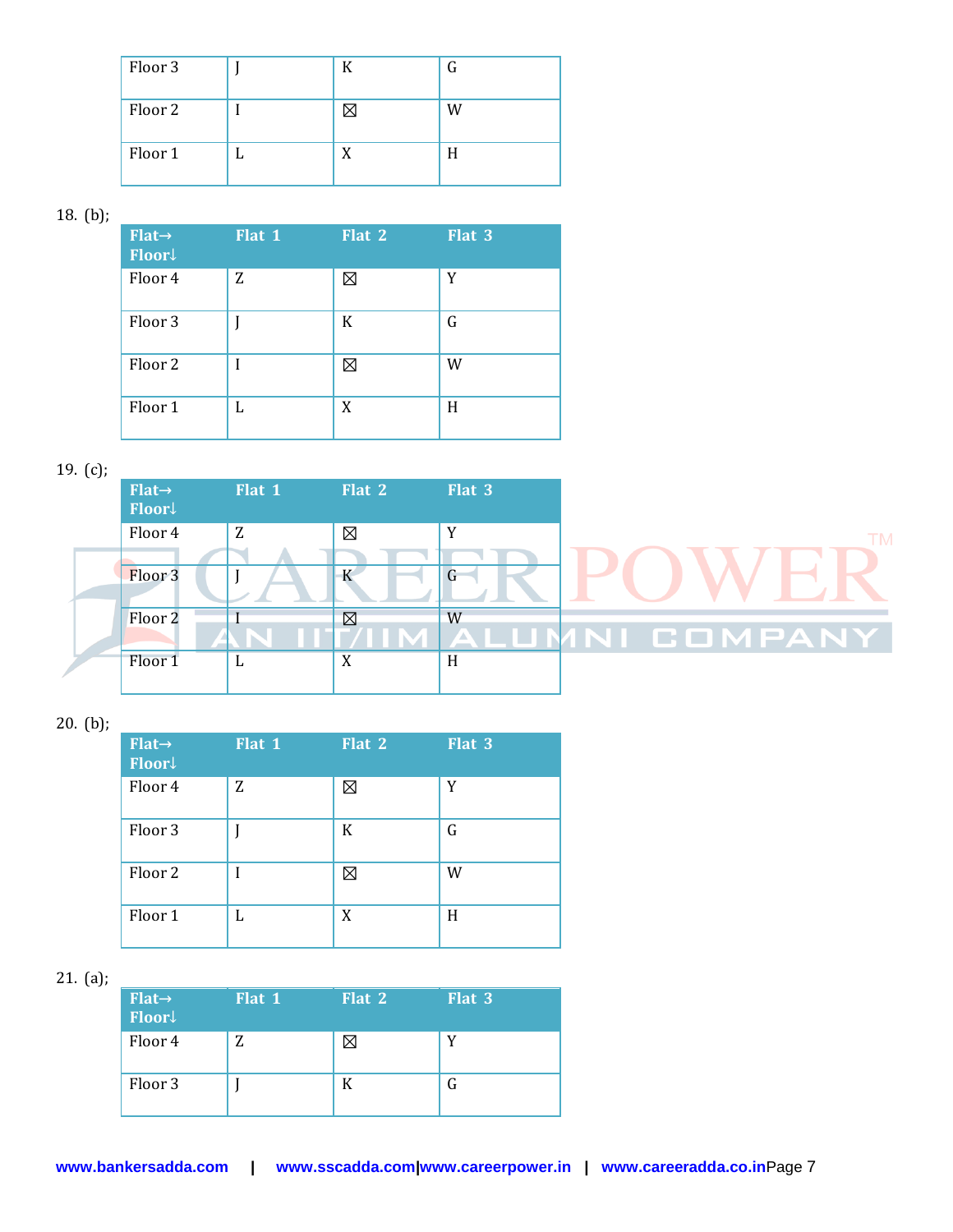| Floor 3 | J | K | G |
|---|---|---|---|
| Floor 2 | I | ☒ | W |
| Floor 1 | L | X | H |

18. (b);

| Flat→ Floor↓ | Flat 1 | Flat 2 | Flat 3 |
|---|---|---|---|
| Floor 4 | Z | ☒ | Y |
| Floor 3 | J | K | G |
| Floor 2 | I | ☒ | W |
| Floor 1 | L | X | H |

19. (c);

| Flat→ Floor↓ | Flat 1 | Flat 2 | Flat 3 |
|---|---|---|---|
| Floor 4 | Z | ☒ | Y |
| Floor 3 | J | K | G |
| Floor 2 | I | ☒ | W |
| Floor 1 | L | X | H |

20. (b);

| Flat→ Floor↓ | Flat 1 | Flat 2 | Flat 3 |
|---|---|---|---|
| Floor 4 | Z | ☒ | Y |
| Floor 3 | J | K | G |
| Floor 2 | I | ☒ | W |
| Floor 1 | L | X | H |

21. (a);

| Flat→ Floor↓ | Flat 1 | Flat 2 | Flat 3 |
|---|---|---|---|
| Floor 4 | Z | ☒ | Y |
| Floor 3 | J | K | G |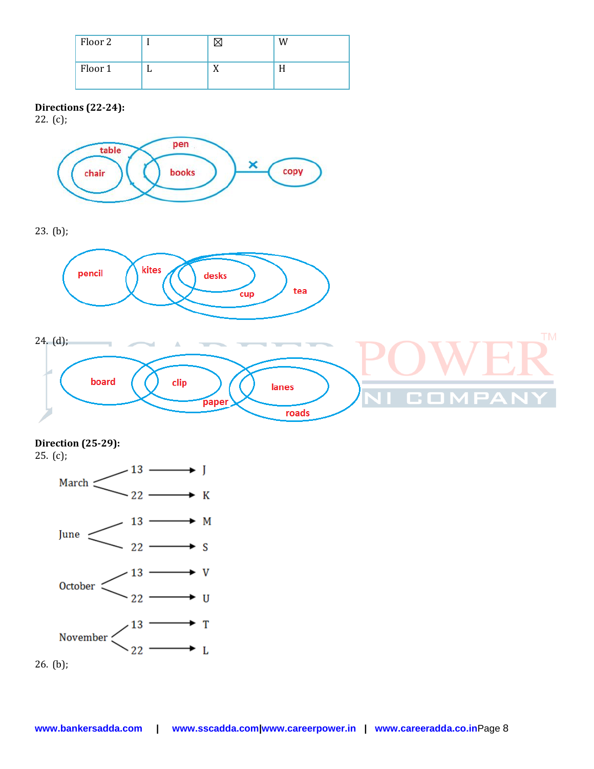| Floor 2 | I | ☒ | W |
|---|---|---|---|
| Floor 1 | L | X | H |

**Directions (22-24):**

22. (c);

23. (b);

24. (d);

**Direction (25-29):**

25. (c);

March → 13 → J; 22 → K

June → 13 → M; 22 → S

October → 13 → V; 22 → U

November → 13 → T; 22 → L

26. (b);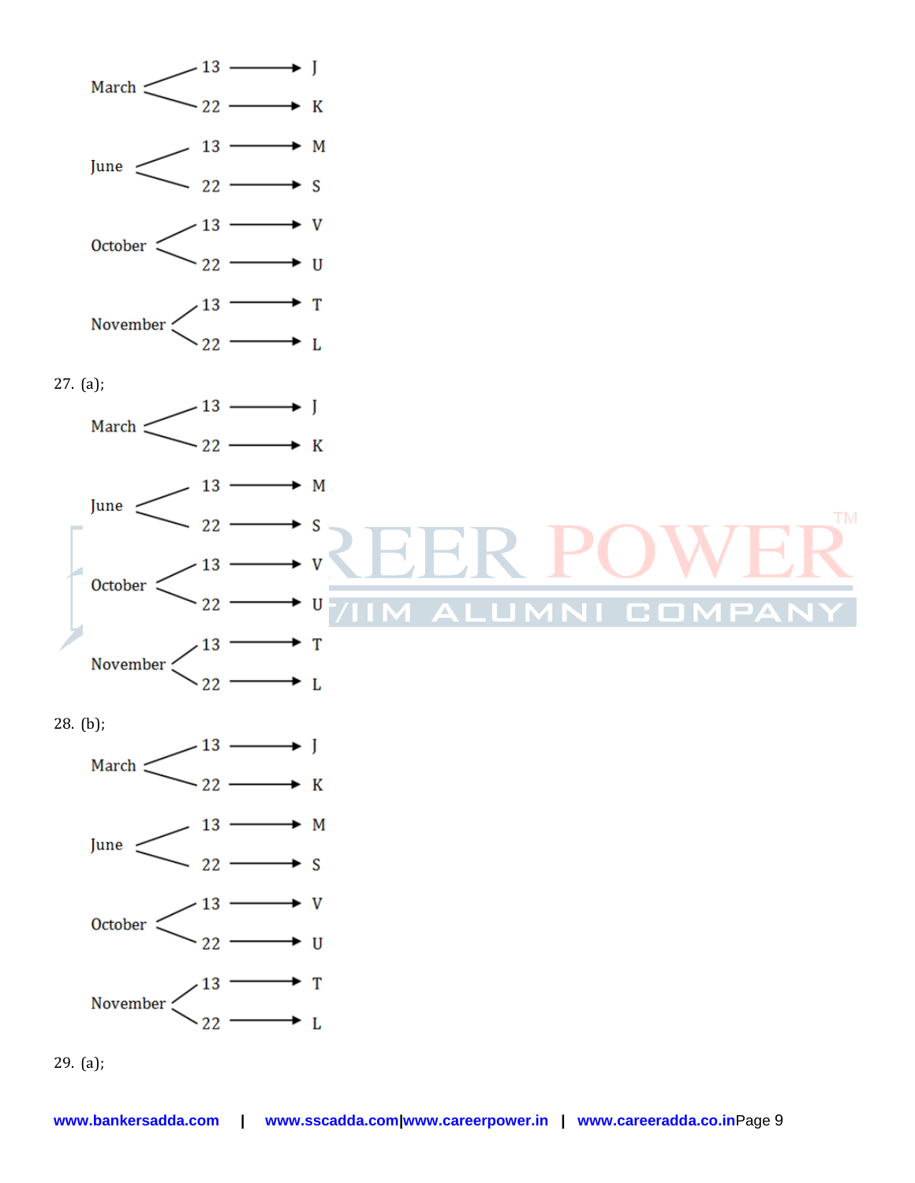- March
  - 13 → J
  - 22 → K
- June
  - 13 → M
  - 22 → S
- October
  - 13 → V
  - 22 → U
- November
  - 13 → T
  - 22 → L

27. (a);

- March
  - 13 → J
  - 22 → K
- June
  - 13 → M
  - 22 → S
- October
  - 13 → V
  - 22 → U
- November
  - 13 → T
  - 22 → L

28. (b);

- March
  - 13 → J
  - 22 → K
- June
  - 13 → M
  - 22 → S
- October
  - 13 → V
  - 22 → U
- November
  - 13 → T
  - 22 → L

29. (a);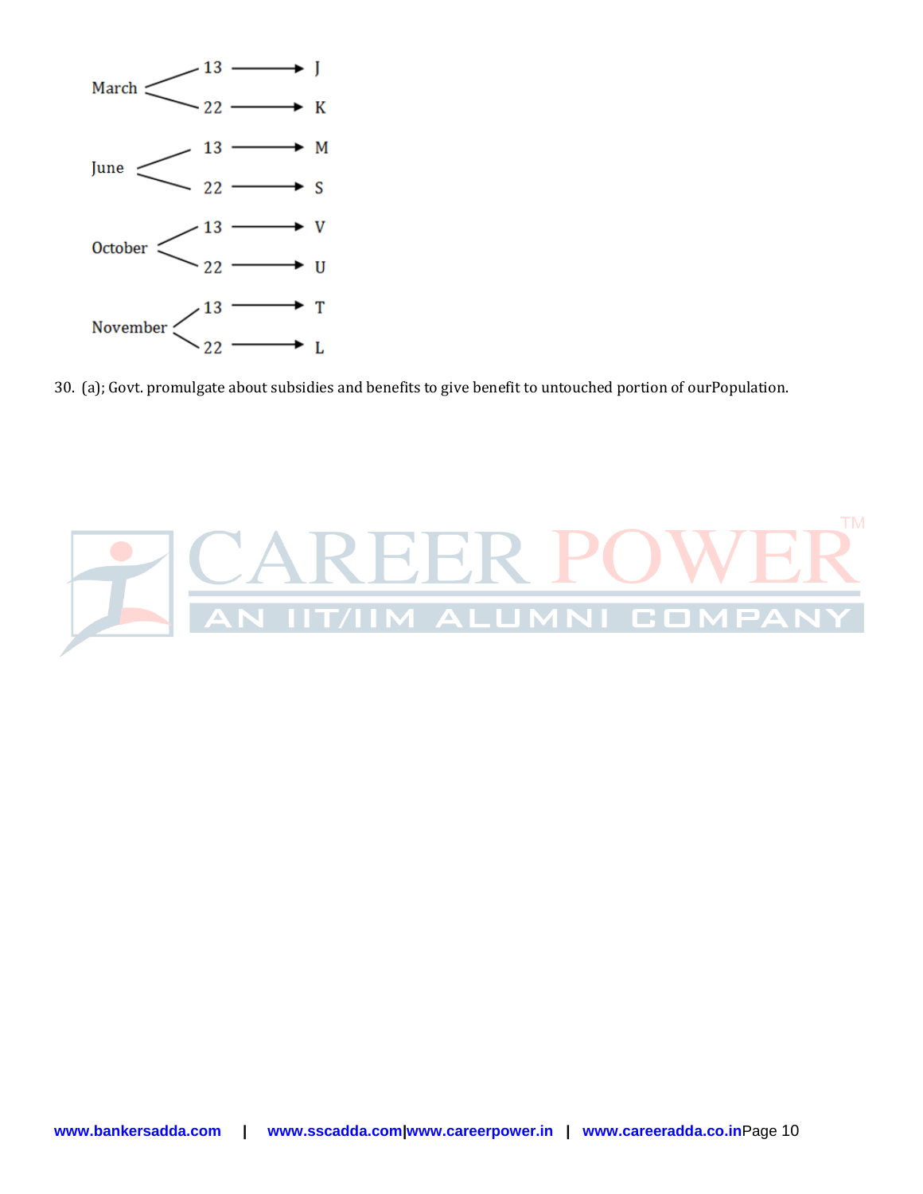March
13 → J
22 → K

June
13 → M
22 → S

October
13 → V
22 → U

November
13 → T
22 → L

30. (a); Govt. promulgate about subsidies and benefits to give benefit to untouched portion of ourPopulation.